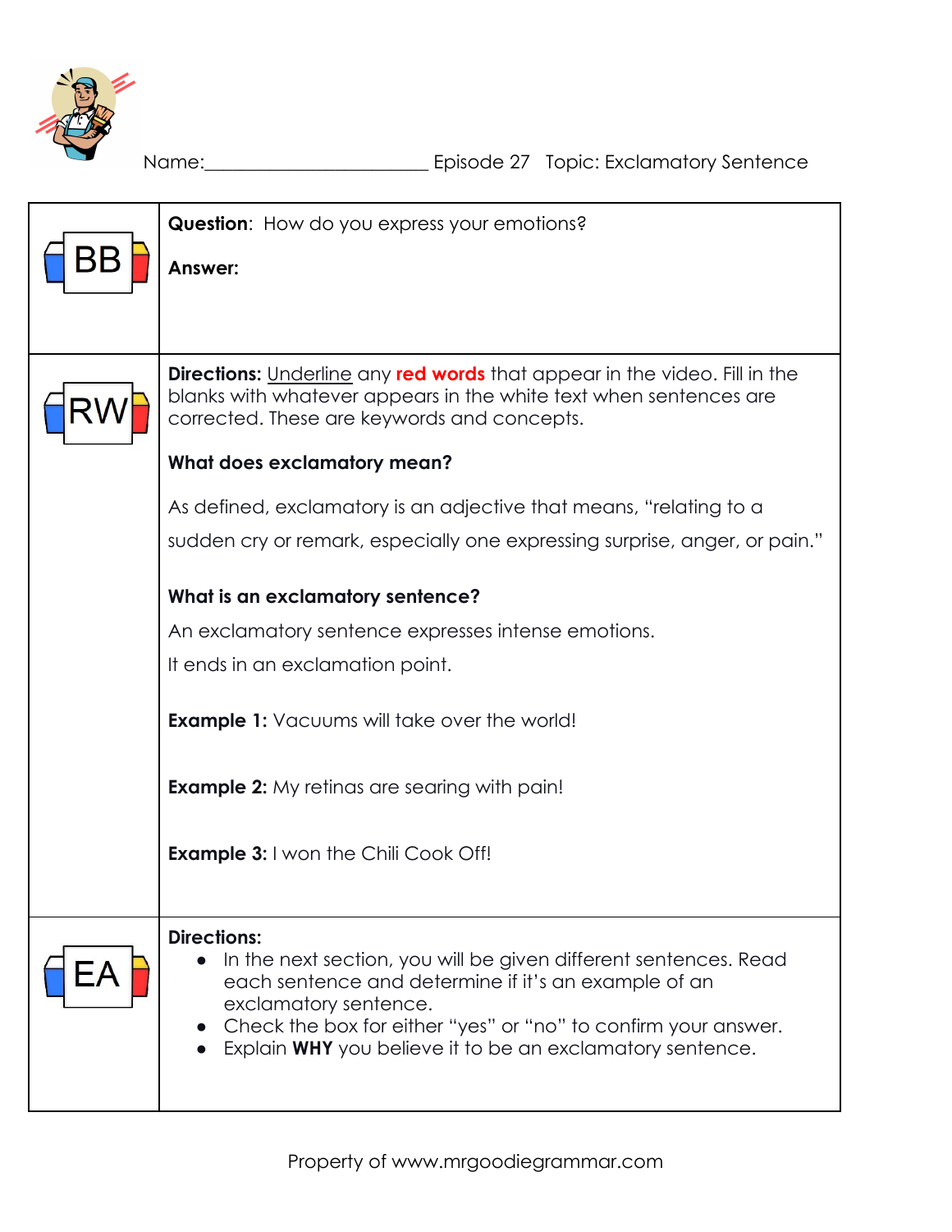Name:_______________________ Episode 27   Topic: Exclamatory Sentence

| | |
|---|---|
| BB | **Question**: How do you express your emotions?<br><br>**Answer:** |
| RW | **Directions:** Underline any **red words** that appear in the video. Fill in the blanks with whatever appears in the white text when sentences are corrected. These are keywords and concepts.<br><br>**What does exclamatory mean?**<br><br>As defined, exclamatory is an adjective that means, "relating to a sudden cry or remark, especially one expressing surprise, anger, or pain."<br><br>**What is an exclamatory sentence?**<br><br>An exclamatory sentence expresses intense emotions.<br>It ends in an exclamation point.<br><br>**Example 1:** Vacuums will take over the world!<br><br>**Example 2:** My retinas are searing with pain!<br><br>**Example 3:** I won the Chili Cook Off! |
| EA | **Directions:**<br>• In the next section, you will be given different sentences. Read each sentence and determine if it's an example of an exclamatory sentence.<br>• Check the box for either "yes" or "no" to confirm your answer.<br>• Explain **WHY** you believe it to be an exclamatory sentence. |

Property of www.mrgoodiegrammar.com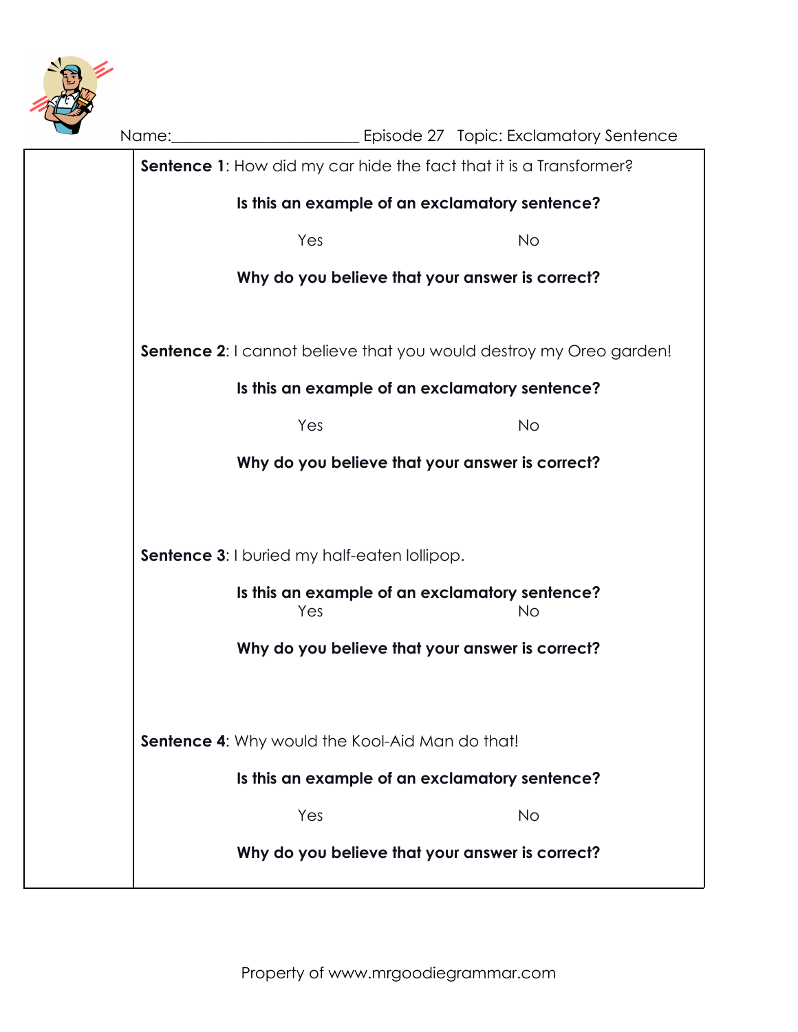Name:______________________ Episode 27 Topic: Exclamatory Sentence

**Sentence 1**: How did my car hide the fact that it is a Transformer?

**Is this an example of an exclamatory sentence?**

Yes No

**Why do you believe that your answer is correct?**

**Sentence 2**: I cannot believe that you would destroy my Oreo garden!

**Is this an example of an exclamatory sentence?**

Yes No

**Why do you believe that your answer is correct?**

**Sentence 3**: I buried my half-eaten lollipop.

**Is this an example of an exclamatory sentence?**

Yes No

**Why do you believe that your answer is correct?**

**Sentence 4**: Why would the Kool-Aid Man do that!

**Is this an example of an exclamatory sentence?**

Yes No

**Why do you believe that your answer is correct?**

Property of www.mrgoodiegrammar.com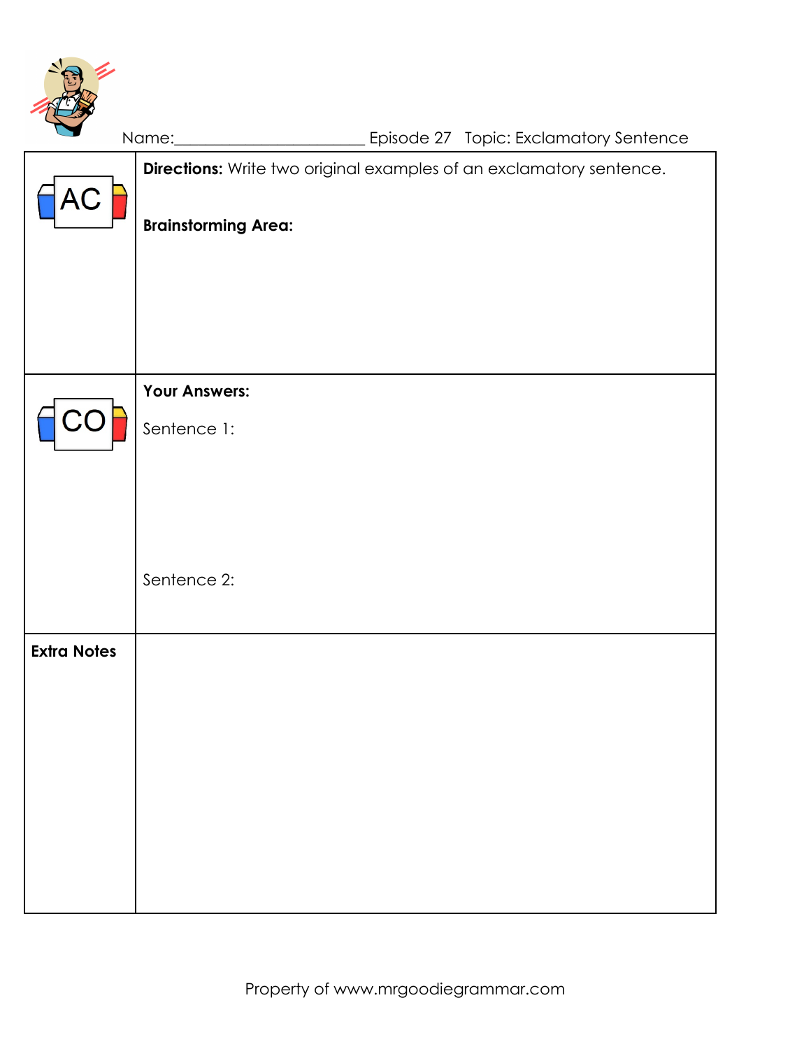Name:______________________ Episode 27 Topic: Exclamatory Sentence

| | |
|---|---|
| AC | **Directions:** Write two original examples of an exclamatory sentence.<br><br>**Brainstorming Area:** |
| CO | **Your Answers:**<br><br>Sentence 1:<br><br>Sentence 2: |
| **Extra Notes** | |

Property of www.mrgoodiegrammar.com